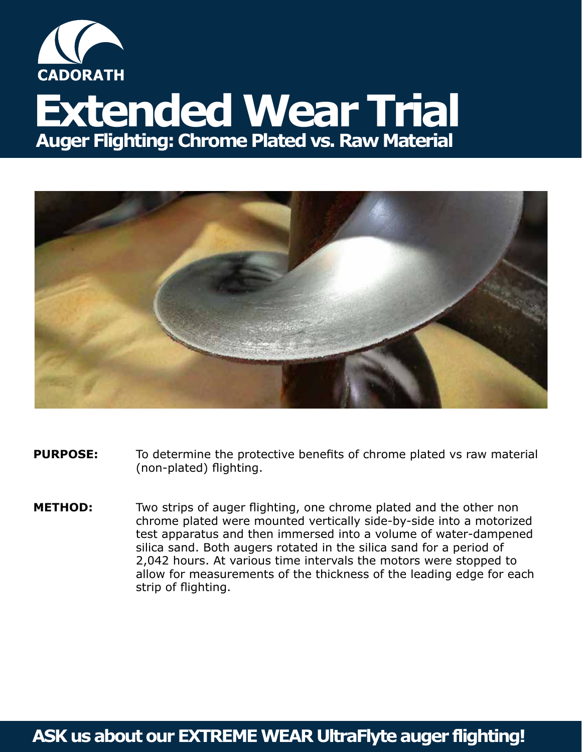CADORATH

# Extended Wear Trial

## Auger Flighting: Chrome Plated vs. Raw Material

**PURPOSE:** To determine the protective benefits of chrome plated vs raw material (non-plated) flighting.

**METHOD:** Two strips of auger flighting, one chrome plated and the other non chrome plated were mounted vertically side-by-side into a motorized test apparatus and then immersed into a volume of water-dampened silica sand. Both augers rotated in the silica sand for a period of 2,042 hours. At various time intervals the motors were stopped to allow for measurements of the thickness of the leading edge for each strip of flighting.

**ASK us about our EXTREME WEAR UltraFlyte auger flighting!**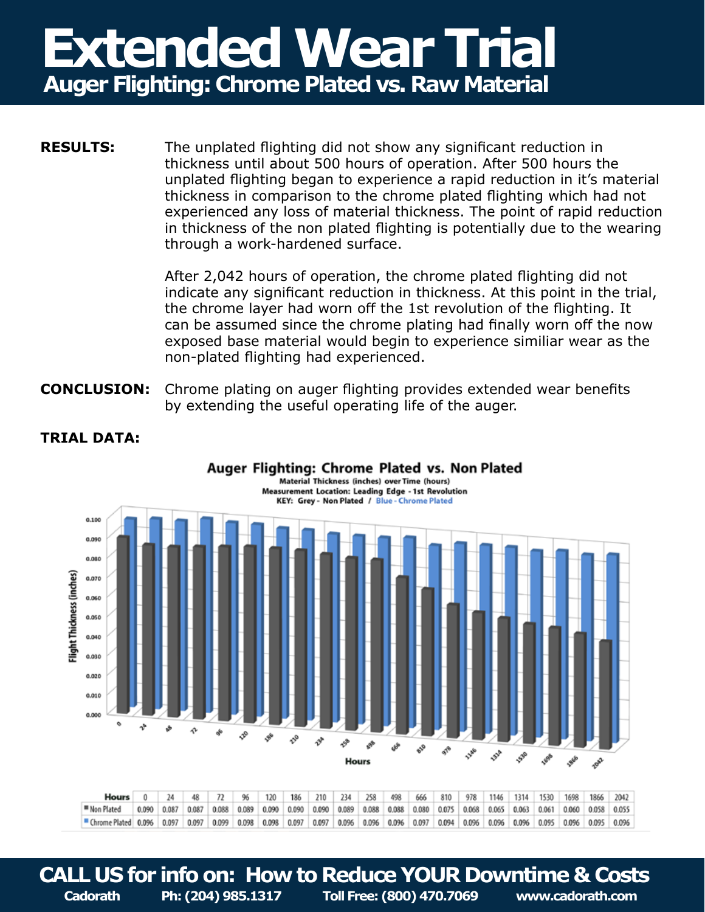# Extended Wear Trial

## Auger Flighting: Chrome Plated vs. Raw Material

**RESULTS:** The unplated flighting did not show any significant reduction in thickness until about 500 hours of operation. After 500 hours the unplated flighting began to experience a rapid reduction in it's material thickness in comparison to the chrome plated flighting which had not experienced any loss of material thickness. The point of rapid reduction in thickness of the non plated flighting is potentially due to the wearing through a work-hardened surface.

After 2,042 hours of operation, the chrome plated flighting did not indicate any significant reduction in thickness. At this point in the trial, the chrome layer had worn off the 1st revolution of the flighting. It can be assumed since the chrome plating had finally worn off the now exposed base material would begin to experience similiar wear as the non-plated flighting had experienced.

**CONCLUSION:** Chrome plating on auger flighting provides extended wear benefits by extending the useful operating life of the auger.

**TRIAL DATA:**

Auger Flighting: Chrome Plated vs. Non Plated
Material Thickness (inches) over Time (hours)
Measurement Location: Leading Edge - 1st Revolution
KEY: Grey - Non Plated / Blue - Chrome Plated

Flight Thickness (inches)
0.100
0.090
0.080
0.070
0.060
0.050
0.040
0.030
0.020
0.010
0.000

Hours
0 24 48 72 96 120 186 210 234 258 498 666 810 978 1146 1314 1530 1698 1866 2042

| Hours | 0 | 24 | 48 | 72 | 96 | 120 | 186 | 210 | 234 | 258 | 498 | 666 | 810 | 978 | 1146 | 1314 | 1530 | 1698 | 1866 | 2042 |
|---|---|---|---|---|---|---|---|---|---|---|---|---|---|---|---|---|---|---|---|---|
| Non Plated | 0.090 | 0.087 | 0.087 | 0.088 | 0.089 | 0.090 | 0.090 | 0.090 | 0.089 | 0.088 | 0.088 | 0.080 | 0.075 | 0.068 | 0.065 | 0.063 | 0.061 | 0.060 | 0.058 | 0.055 |
| Chrome Plated | 0.096 | 0.097 | 0.097 | 0.099 | 0.098 | 0.098 | 0.097 | 0.097 | 0.096 | 0.096 | 0.096 | 0.097 | 0.094 | 0.096 | 0.096 | 0.096 | 0.095 | 0.096 | 0.095 | 0.096 |

**CALL US for info on: How to Reduce YOUR Downtime & Costs**

Cadorath Ph: (204) 985.1317 Toll Free: (800) 470.7069 www.cadorath.com